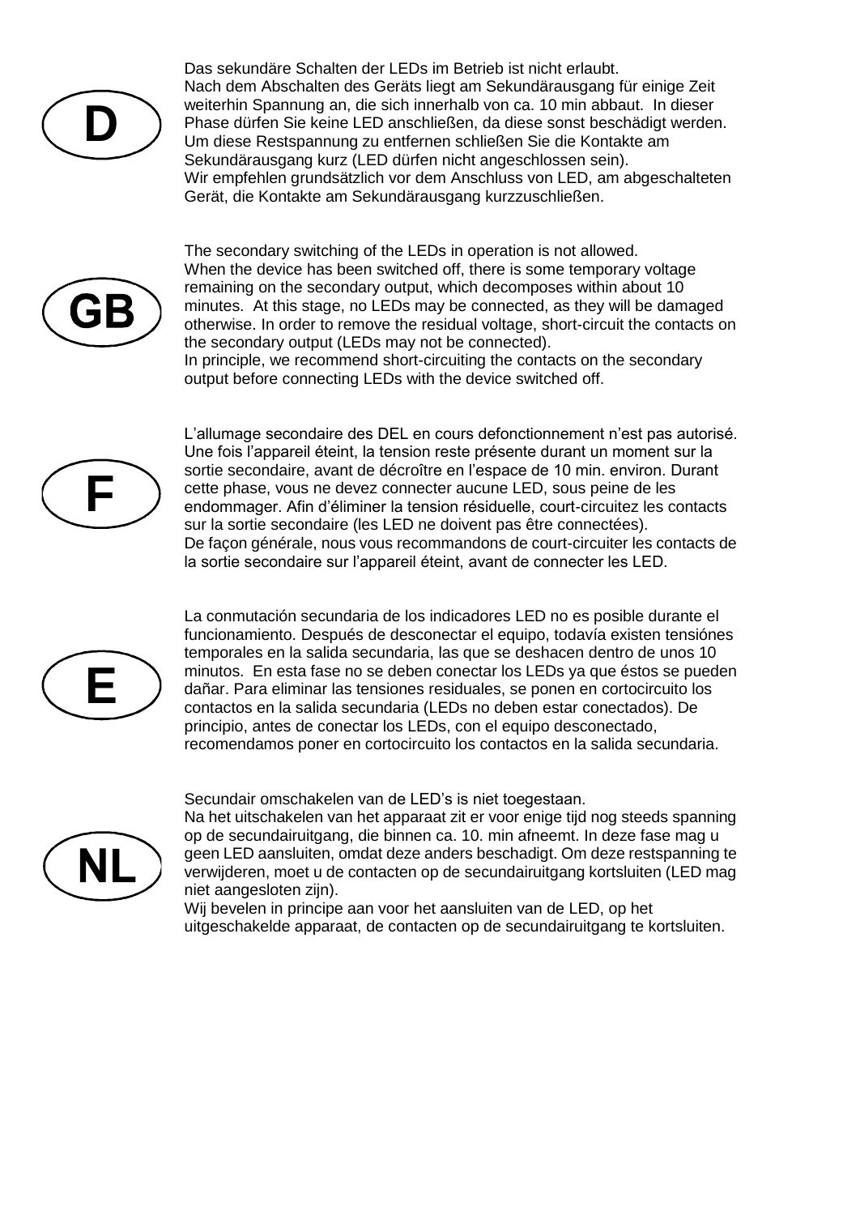**D**

Das sekundäre Schalten der LEDs im Betrieb ist nicht erlaubt.
Nach dem Abschalten des Geräts liegt am Sekundärausgang für einige Zeit weiterhin Spannung an, die sich innerhalb von ca. 10 min abbaut. In dieser Phase dürfen Sie keine LED anschließen, da diese sonst beschädigt werden. Um diese Restspannung zu entfernen schließen Sie die Kontakte am Sekundärausgang kurz (LED dürfen nicht angeschlossen sein).
Wir empfehlen grundsätzlich vor dem Anschluss von LED, am abgeschalteten Gerät, die Kontakte am Sekundärausgang kurzzuschließen.

**GB**

The secondary switching of the LEDs in operation is not allowed.
When the device has been switched off, there is some temporary voltage remaining on the secondary output, which decomposes within about 10 minutes. At this stage, no LEDs may be connected, as they will be damaged otherwise. In order to remove the residual voltage, short-circuit the contacts on the secondary output (LEDs may not be connected).
In principle, we recommend short-circuiting the contacts on the secondary output before connecting LEDs with the device switched off.

**F**

L'allumage secondaire des DEL en cours defonctionnement n'est pas autorisé. Une fois l'appareil éteint, la tension reste présente durant un moment sur la sortie secondaire, avant de décroître en l'espace de 10 min. environ. Durant cette phase, vous ne devez connecter aucune LED, sous peine de les endommager. Afin d'éliminer la tension résiduelle, court-circuitez les contacts sur la sortie secondaire (les LED ne doivent pas être connectées).
De façon générale, nous vous recommandons de court-circuiter les contacts de la sortie secondaire sur l'appareil éteint, avant de connecter les LED.

**E**

La conmutación secundaria de los indicadores LED no es posible durante el funcionamiento. Después de desconectar el equipo, todavía existen tensiónes temporales en la salida secundaria, las que se deshacen dentro de unos 10 minutos. En esta fase no se deben conectar los LEDs ya que éstos se pueden dañar. Para eliminar las tensiones residuales, se ponen en cortocircuito los contactos en la salida secundaria (LEDs no deben estar conectados). De principio, antes de conectar los LEDs, con el equipo desconectado, recomendamos poner en cortocircuito los contactos en la salida secundaria.

**NL**

Secundair omschakelen van de LED's is niet toegestaan.
Na het uitschakelen van het apparaat zit er voor enige tijd nog steeds spanning op de secundairuitgang, die binnen ca. 10. min afneemt. In deze fase mag u geen LED aansluiten, omdat deze anders beschadigt. Om deze restspanning te verwijderen, moet u de contacten op de secundairuitgang kortsluiten (LED mag niet aangesloten zijn).
Wij bevelen in principe aan voor het aansluiten van de LED, op het uitgeschakelde apparaat, de contacten op de secundairuitgang te kortsluiten.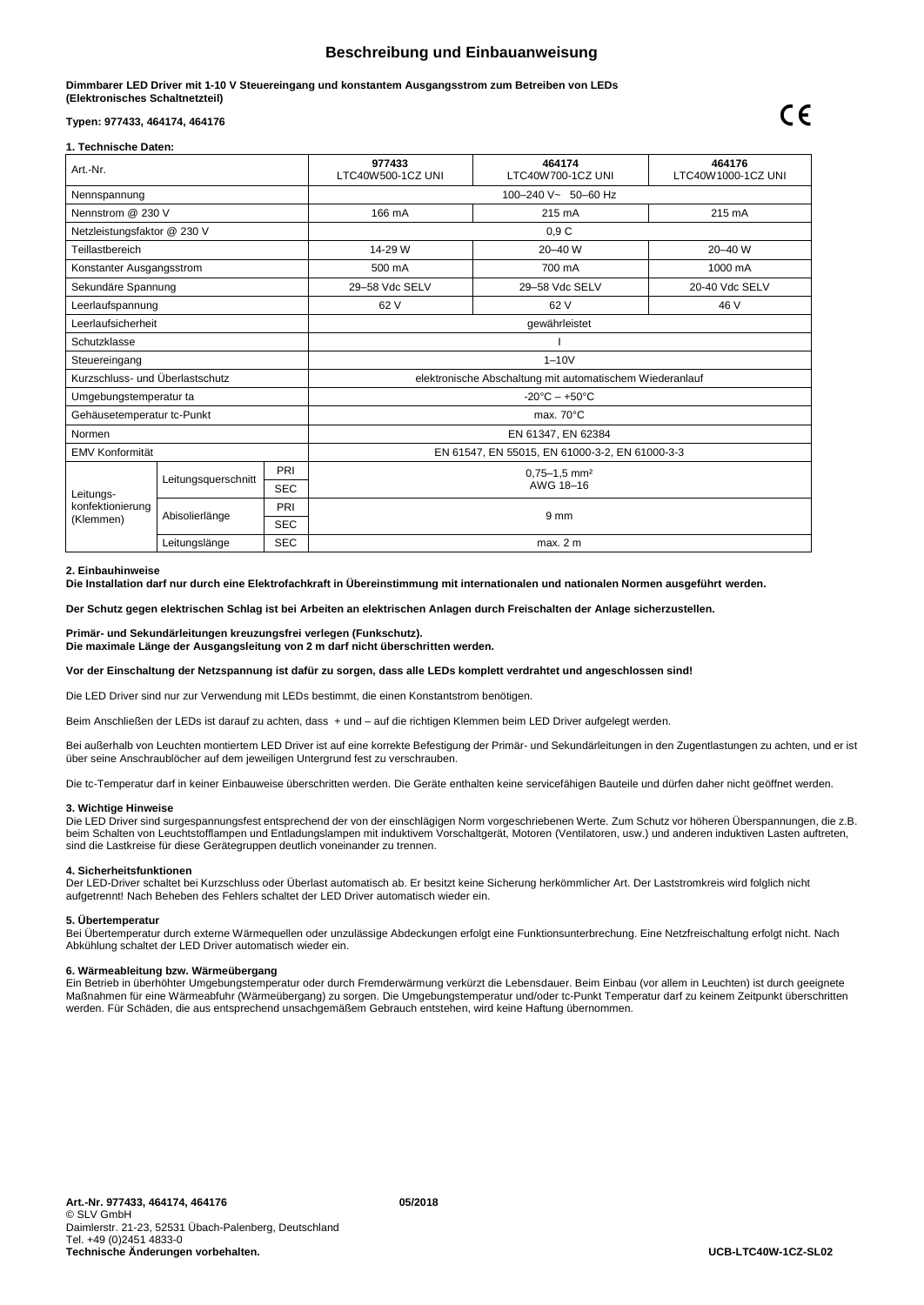# Beschreibung und Einbauanweisung

**Dimmbarer LED Driver mit 1-10 V Steuereingang und konstantem Ausgangsstrom zum Betreiben von LEDs (Elektronisches Schaltnetzteil)**

**Typen: 977433, 464174, 464176**

CE

**1. Technische Daten:**

| Art.-Nr. | | | **977433** LTC40W500-1CZ UNI | **464174** LTC40W700-1CZ UNI | **464176** LTC40W1000-1CZ UNI |
|---|---|---|---|---|---|
| Nennspannung | | | 100–240 V~ 50–60 Hz | | |
| Nennstrom @ 230 V | | | 166 mA | 215 mA | 215 mA |
| Netzleistungsfaktor @ 230 V | | | 0,9 C | | |
| Teillastbereich | | | 14-29 W | 20–40 W | 20–40 W |
| Konstanter Ausgangsstrom | | | 500 mA | 700 mA | 1000 mA |
| Sekundäre Spannung | | | 29–58 Vdc SELV | 29–58 Vdc SELV | 20-40 Vdc SELV |
| Leerlaufspannung | | | 62 V | 62 V | 46 V |
| Leerlaufsicherheit | | | gewährleistet | | |
| Schutzklasse | | | I | | |
| Steuereingang | | | 1–10V | | |
| Kurzschluss- und Überlastschutz | | | elektronische Abschaltung mit automatischem Wiederanlauf | | |
| Umgebungstemperatur ta | | | -20°C – +50°C | | |
| Gehäusetemperatur tc-Punkt | | | max. 70°C | | |
| Normen | | | EN 61347, EN 62384 | | |
| EMV Konformität | | | EN 61547, EN 55015, EN 61000-3-2, EN 61000-3-3 | | |
| Leitungs-konfektionierung (Klemmen) | Leitungsquerschnitt | PRI | 0,75–1,5 mm² AWG 18–16 | | |
| | | SEC | | | |
| | Abisolierlänge | PRI | 9 mm | | |
| | | SEC | | | |
| | Leitungslänge | SEC | max. 2 m | | |

**2. Einbauhinweise**

**Die Installation darf nur durch eine Elektrofachkraft in Übereinstimmung mit internationalen und nationalen Normen ausgeführt werden.**

**Der Schutz gegen elektrischen Schlag ist bei Arbeiten an elektrischen Anlagen durch Freischalten der Anlage sicherzustellen.**

**Primär- und Sekundärleitungen kreuzungsfrei verlegen (Funkschutz).**
**Die maximale Länge der Ausgangsleitung von 2 m darf nicht überschritten werden.**

**Vor der Einschaltung der Netzspannung ist dafür zu sorgen, dass alle LEDs komplett verdrahtet und angeschlossen sind!**

Die LED Driver sind nur zur Verwendung mit LEDs bestimmt, die einen Konstantstrom benötigen.

Beim Anschließen der LEDs ist darauf zu achten, dass + und – auf die richtigen Klemmen beim LED Driver aufgelegt werden.

Bei außerhalb von Leuchten montiertem LED Driver ist auf eine korrekte Befestigung der Primär- und Sekundärleitungen in den Zugentlastungen zu achten, und er ist über seine Anschraublöcher auf dem jeweiligen Untergrund fest zu verschrauben.

Die tc-Temperatur darf in keiner Einbauweise überschritten werden. Die Geräte enthalten keine servicefähigen Bauteile und dürfen daher nicht geöffnet werden.

**3. Wichtige Hinweise**

Die LED Driver sind surgespannungsfest entsprechend der von der einschlägigen Norm vorgeschriebenen Werte. Zum Schutz vor höheren Überspannungen, die z.B. beim Schalten von Leuchtstofflampen und Entladungslampen mit induktivem Vorschaltgerät, Motoren (Ventilatoren, usw.) und anderen induktiven Lasten auftreten, sind die Lastkreise für diese Gerätegruppen deutlich voneinander zu trennen.

**4. Sicherheitsfunktionen**

Der LED-Driver schaltet bei Kurzschluss oder Überlast automatisch ab. Er besitzt keine Sicherung herkömmlicher Art. Der Laststromkreis wird folglich nicht aufgetrennt! Nach Beheben des Fehlers schaltet der LED Driver automatisch wieder ein.

**5. Übertemperatur**

Bei Übertemperatur durch externe Wärmequellen oder unzulässige Abdeckungen erfolgt eine Funktionsunterbrechung. Eine Netzfreischaltung erfolgt nicht. Nach Abkühlung schaltet der LED Driver automatisch wieder ein.

**6. Wärmeableitung bzw. Wärmeübergang**

Ein Betrieb in überhöhter Umgebungstemperatur oder durch Fremderwärmung verkürzt die Lebensdauer. Beim Einbau (vor allem in Leuchten) ist durch geeignete Maßnahmen für eine Wärmeabfuhr (Wärmeübergang) zu sorgen. Die Umgebungstemperatur und/oder tc-Punkt Temperatur darf zu keinem Zeitpunkt überschritten werden. Für Schäden, die aus entsprechend unsachgemäßem Gebrauch entstehen, wird keine Haftung übernommen.

**Art.-Nr. 977433, 464174, 464176** **05/2018**
© SLV GmbH
Daimlerstr. 21-23, 52531 Übach-Palenberg, Deutschland
Tel. +49 (0)2451 4833-0
**Technische Änderungen vorbehalten.** **UCB-LTC40W-1CZ-SL02**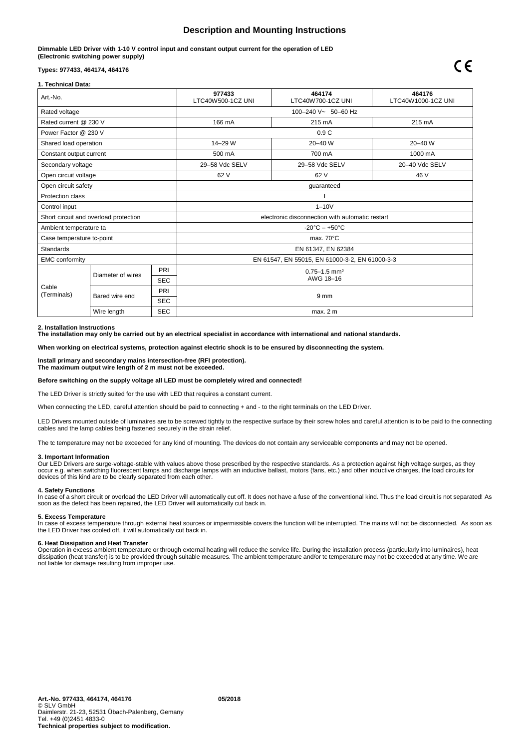# Description and Mounting Instructions

**Dimmable LED Driver with 1-10 V control input and constant output current for the operation of LED (Electronic switching power supply)**

**Types: 977433, 464174, 464176**

CE

**1. Technical Data:**

| Art.-No. | | | **977433** LTC40W500-1CZ UNI | **464174** LTC40W700-1CZ UNI | **464176** LTC40W1000-1CZ UNI |
|---|---|---|---|---|---|
| Rated voltage | | | 100–240 V~ 50–60 Hz | | |
| Rated current @ 230 V | | | 166 mA | 215 mA | 215 mA |
| Power Factor @ 230 V | | | 0.9 C | | |
| Shared load operation | | | 14–29 W | 20–40 W | 20–40 W |
| Constant output current | | | 500 mA | 700 mA | 1000 mA |
| Secondary voltage | | | 29–58 Vdc SELV | 29–58 Vdc SELV | 20–40 Vdc SELV |
| Open circuit voltage | | | 62 V | 62 V | 46 V |
| Open circuit safety | | | guaranteed | | |
| Protection class | | | I | | |
| Control input | | | 1–10V | | |
| Short circuit and overload protection | | | electronic disconnection with automatic restart | | |
| Ambient temperature ta | | | -20°C – +50°C | | |
| Case temperature tc-point | | | max. 70°C | | |
| Standards | | | EN 61347, EN 62384 | | |
| EMC conformity | | | EN 61547, EN 55015, EN 61000-3-2, EN 61000-3-3 | | |
| Cable (Terminals) | Diameter of wires | PRI | 0.75–1.5 mm² AWG 18–16 | | |
| | | SEC | | | |
| | Bared wire end | PRI | 9 mm | | |
| | | SEC | | | |
| | Wire length | SEC | max. 2 m | | |

**2. Installation Instructions**
**The installation may only be carried out by an electrical specialist in accordance with international and national standards.**

**When working on electrical systems, protection against electric shock is to be ensured by disconnecting the system.**

**Install primary and secondary mains intersection-free (RFI protection).**
**The maximum output wire length of 2 m must not be exceeded.**

**Before switching on the supply voltage all LED must be completely wired and connected!**

The LED Driver is strictly suited for the use with LED that requires a constant current.

When connecting the LED, careful attention should be paid to connecting + and - to the right terminals on the LED Driver.

LED Drivers mounted outside of luminaires are to be screwed tightly to the respective surface by their screw holes and careful attention is to be paid to the connecting cables and the lamp cables being fastened securely in the strain relief.

The tc temperature may not be exceeded for any kind of mounting. The devices do not contain any serviceable components and may not be opened.

**3. Important Information**
Our LED Drivers are surge-voltage-stable with values above those prescribed by the respective standards. As a protection against high voltage surges, as they occur e.g. when switching fluorescent lamps and discharge lamps with an inductive ballast, motors (fans, etc.) and other inductive charges, the load circuits for devices of this kind are to be clearly separated from each other.

**4. Safety Functions**
In case of a short circuit or overload the LED Driver will automatically cut off. It does not have a fuse of the conventional kind. Thus the load circuit is not separated! As soon as the defect has been repaired, the LED Driver will automatically cut back in.

**5. Excess Temperature**
In case of excess temperature through external heat sources or impermissible covers the function will be interrupted. The mains will not be disconnected. As soon as the LED Driver has cooled off, it will automatically cut back in.

**6. Heat Dissipation and Heat Transfer**
Operation in excess ambient temperature or through external heating will reduce the service life. During the installation process (particularly into luminaires), heat dissipation (heat transfer) is to be provided through suitable measures. The ambient temperature and/or tc temperature may not be exceeded at any time. We are not liable for damage resulting from improper use.

**Art.-No. 977433, 464174, 464176** **05/2018**
© SLV GmbH
Daimlerstr. 21-23, 52531 Übach-Palenberg, Gemany
Tel. +49 (0)2451 4833-0
**Technical properties subject to modification.**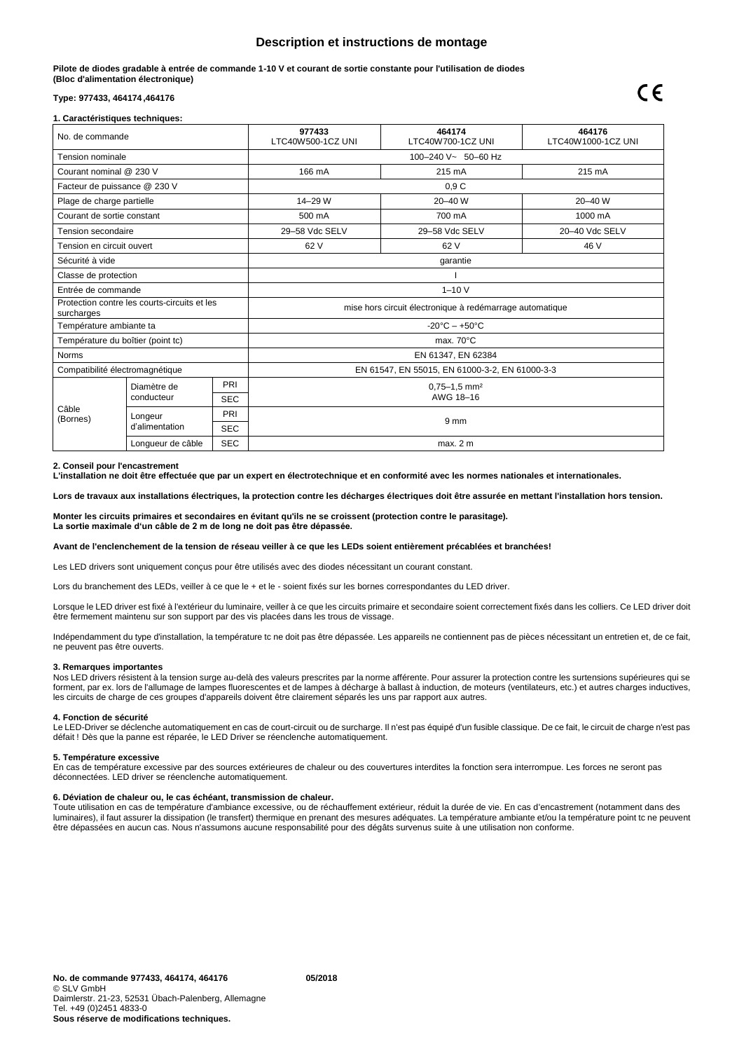# Description et instructions de montage

**Pilote de diodes gradable à entrée de commande 1-10 V et courant de sortie constante pour l'utilisation de diodes (Bloc d'alimentation électronique)**

**Type: 977433, 464174 ,464176**

CE

**1. Caractéristiques techniques:**

| No. de commande | | | **977433** LTC40W500-1CZ UNI | **464174** LTC40W700-1CZ UNI | **464176** LTC40W1000-1CZ UNI |
|---|---|---|---|---|---|
| Tension nominale | | | 100–240 V~ 50–60 Hz | | |
| Courant nominal @ 230 V | | | 166 mA | 215 mA | 215 mA |
| Facteur de puissance @ 230 V | | | 0,9 C | | |
| Plage de charge partielle | | | 14–29 W | 20–40 W | 20–40 W |
| Courant de sortie constant | | | 500 mA | 700 mA | 1000 mA |
| Tension secondaire | | | 29–58 Vdc SELV | 29–58 Vdc SELV | 20–40 Vdc SELV |
| Tension en circuit ouvert | | | 62 V | 62 V | 46 V |
| Sécurité à vide | | | garantie | | |
| Classe de protection | | | I | | |
| Entrée de commande | | | 1–10 V | | |
| Protection contre les courts-circuits et les surcharges | | | mise hors circuit électronique à redémarrage automatique | | |
| Température ambiante ta | | | -20°C – +50°C | | |
| Température du boîtier (point tc) | | | max. 70°C | | |
| Norms | | | EN 61347, EN 62384 | | |
| Compatibilité électromagnétique | | | EN 61547, EN 55015, EN 61000-3-2, EN 61000-3-3 | | |
| Câble (Bornes) | Diamètre de conducteur | PRI | 0,75–1,5 mm² AWG 18–16 | | |
| | | SEC | | | |
| | Longeur d'alimentation | PRI | 9 mm | | |
| | | SEC | | | |
| | Longueur de câble | SEC | max. 2 m | | |

**2. Conseil pour l'encastrement**
**L'installation ne doit être effectuée que par un expert en électrotechnique et en conformité avec les normes nationales et internationales.**

**Lors de travaux aux installations électriques, la protection contre les décharges électriques doit être assurée en mettant l'installation hors tension.**

**Monter les circuits primaires et secondaires en évitant qu'ils ne se croissent (protection contre le parasitage).**
**La sortie maximale d'un câble de 2 m de long ne doit pas être dépassée.**

**Avant de l'enclenchement de la tension de réseau veiller à ce que les LEDs soient entièrement précablées et branchées!**

Les LED drivers sont uniquement conçus pour être utilisés avec des diodes nécessitant un courant constant.

Lors du branchement des LEDs, veiller à ce que le + et le - soient fixés sur les bornes correspondantes du LED driver.

Lorsque le LED driver est fixé à l'extérieur du luminaire, veiller à ce que les circuits primaire et secondaire soient correctement fixés dans les colliers. Ce LED driver doit être fermement maintenu sur son support par des vis placées dans les trous de vissage.

Indépendamment du type d'installation, la température tc ne doit pas être dépassée. Les appareils ne contiennent pas de pièces nécessitant un entretien et, de ce fait, ne peuvent pas être ouverts.

**3. Remarques importantes**
Nos LED drivers résistent à la tension surge au-delà des valeurs prescrites par la norme afférente. Pour assurer la protection contre les surtensions supérieures qui se forment, par ex. lors de l'allumage de lampes fluorescentes et de lampes à décharge à ballast à induction, de moteurs (ventilateurs, etc.) et autres charges inductives, les circuits de charge de ces groupes d'appareils doivent être clairement séparés les uns par rapport aux autres.

**4. Fonction de sécurité**
Le LED-Driver se déclenche automatiquement en cas de court-circuit ou de surcharge. Il n'est pas équipé d'un fusible classique. De ce fait, le circuit de charge n'est pas défait ! Dès que la panne est réparée, le LED Driver se réenclenche automatiquement.

**5. Température excessive**
En cas de température excessive par des sources extérieures de chaleur ou des couvertures interdites la fonction sera interrompue. Les forces ne seront pas déconnectées. LED driver se réenclenche automatiquement.

**6. Déviation de chaleur ou, le cas échéant, transmission de chaleur.**
Toute utilisation en cas de température d'ambiance excessive, ou de réchauffement extérieur, réduit la durée de vie. En cas d'encastrement (notamment dans des luminaires), il faut assurer la dissipation (le transfert) thermique en prenant des mesures adéquates. La température ambiante et/ou la température point tc ne peuvent être dépassées en aucun cas. Nous n'assumons aucune responsabilité pour des dégâts survenus suite à une utilisation non conforme.

**No. de commande 977433, 464174, 464176** **05/2018**
© SLV GmbH
Daimlerstr. 21-23, 52531 Übach-Palenberg, Allemagne
Tel. +49 (0)2451 4833-0
**Sous réserve de modifications techniques.**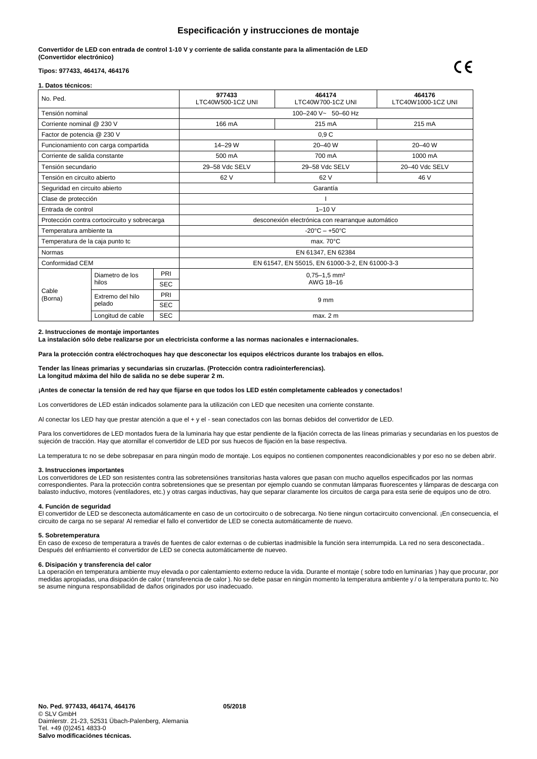## Especificación y instrucciones de montaje

**Convertidor de LED con entrada de control 1-10 V y corriente de salida constante para la alimentación de LED (Convertidor electrónico)**

**Tipos: 977433, 464174, 464176**

CE

**1. Datos técnicos:**

| No. Ped. | | | **977433** LTC40W500-1CZ UNI | **464174** LTC40W700-1CZ UNI | **464176** LTC40W1000-1CZ UNI |
|---|---|---|---|---|---|
| Tensión nominal | | | 100–240 V~ 50–60 Hz | | |
| Corriente nominal @ 230 V | | | 166 mA | 215 mA | 215 mA |
| Factor de potencia @ 230 V | | | 0,9 C | | |
| Funcionamiento con carga compartida | | | 14–29 W | 20–40 W | 20–40 W |
| Corriente de salida constante | | | 500 mA | 700 mA | 1000 mA |
| Tensión secundario | | | 29–58 Vdc SELV | 29–58 Vdc SELV | 20–40 Vdc SELV |
| Tensión en circuito abierto | | | 62 V | 62 V | 46 V |
| Seguridad en circuito abierto | | | Garantía | | |
| Clase de protección | | | I | | |
| Entrada de control | | | 1–10 V | | |
| Protección contra cortocircuito y sobrecarga | | | desconexión electrónica con rearranque automático | | |
| Temperatura ambiente ta | | | -20°C – +50°C | | |
| Temperatura de la caja punto tc | | | max. 70°C | | |
| Normas | | | EN 61347, EN 62384 | | |
| Conformidad CEM | | | EN 61547, EN 55015, EN 61000-3-2, EN 61000-3-3 | | |
| Cable (Borna) | Diametro de los hilos | PRI | 0,75–1,5 mm² AWG 18–16 | | |
| | | SEC | | | |
| | Extremo del hilo pelado | PRI | 9 mm | | |
| | | SEC | | | |
| | Longitud de cable | SEC | max. 2 m | | |

**2. Instrucciones de montaje importantes**
**La instalación sólo debe realizarse por un electricista conforme a las normas nacionales e internacionales.**

**Para la protección contra eléctrochoques hay que desconectar los equipos eléctricos durante los trabajos en ellos.**

**Tender las líneas primarias y secundarias sin cruzarlas. (Protección contra radiointerferencias).**
**La longitud máxima del hilo de salida no se debe superar 2 m.**

**¡Antes de conectar la tensión de red hay que fijarse en que todos los LED estén completamente cableados y conectados!**

Los convertidores de LED están indicados solamente para la utilización con LED que necesiten una corriente constante.

Al conectar los LED hay que prestar atención a que el + y el - sean conectados con las bornas debidos del convertidor de LED.

Para los convertidores de LED montados fuera de la luminaria hay que estar pendiente de la fijación correcta de las líneas primarias y secundarias en los puestos de sujeción de tracción. Hay que atornillar el convertidor de LED por sus huecos de fijación en la base respectiva.

La temperatura tc no se debe sobrepasar en para ningún modo de montaje. Los equipos no contienen componentes reacondicionables y por eso no se deben abrir.

**3. Instrucciones importantes**
Los convertidores de LED son resistentes contra las sobretensiónes transitorias hasta valores que pasan con mucho aquellos especificados por las normas correspondientes. Para la protección contra sobretensiones que se presentan por ejemplo cuando se conmutan lámparas fluorescentes y lámparas de descarga con balasto inductivo, motores (ventiladores, etc.) y otras cargas inductivas, hay que separar claramente los circuitos de carga para esta serie de equipos uno de otro.

**4. Función de seguridad**
El convertidor de LED se desconecta automáticamente en caso de un cortocircuito o de sobrecarga. No tiene ningun cortacircuito convencional. ¡En consecuencia, el circuito de carga no se separa! Al remediar el fallo el convertidor de LED se conecta automáticamente de nuevo.

**5. Sobretemperatura**
En caso de exceso de temperatura a través de fuentes de calor externas o de cubiertas inadmisible la función sera interrumpida. La red no sera desconectada.. Después del enfriamiento el convertidor de LED se conecta automáticamente de nueveo.

**6. Disipación y transferencia del calor**
La operación en temperatura ambiente muy elevada o por calentamiento externo reduce la vida. Durante el montaje ( sobre todo en luminarias ) hay que procurar, por medidas apropiadas, una disipación de calor ( transferencia de calor ). No se debe pasar en ningún momento la temperatura ambiente y / o la temperatura punto tc. No se asume ninguna responsabilidad de daños originados por uso inadecuado.

**No. Ped. 977433, 464174, 464176** **05/2018**
© SLV GmbH
Daimlerstr. 21-23, 52531 Übach-Palenberg, Alemania
Tel. +49 (0)2451 4833-0
**Salvo modificaciónes técnicas.**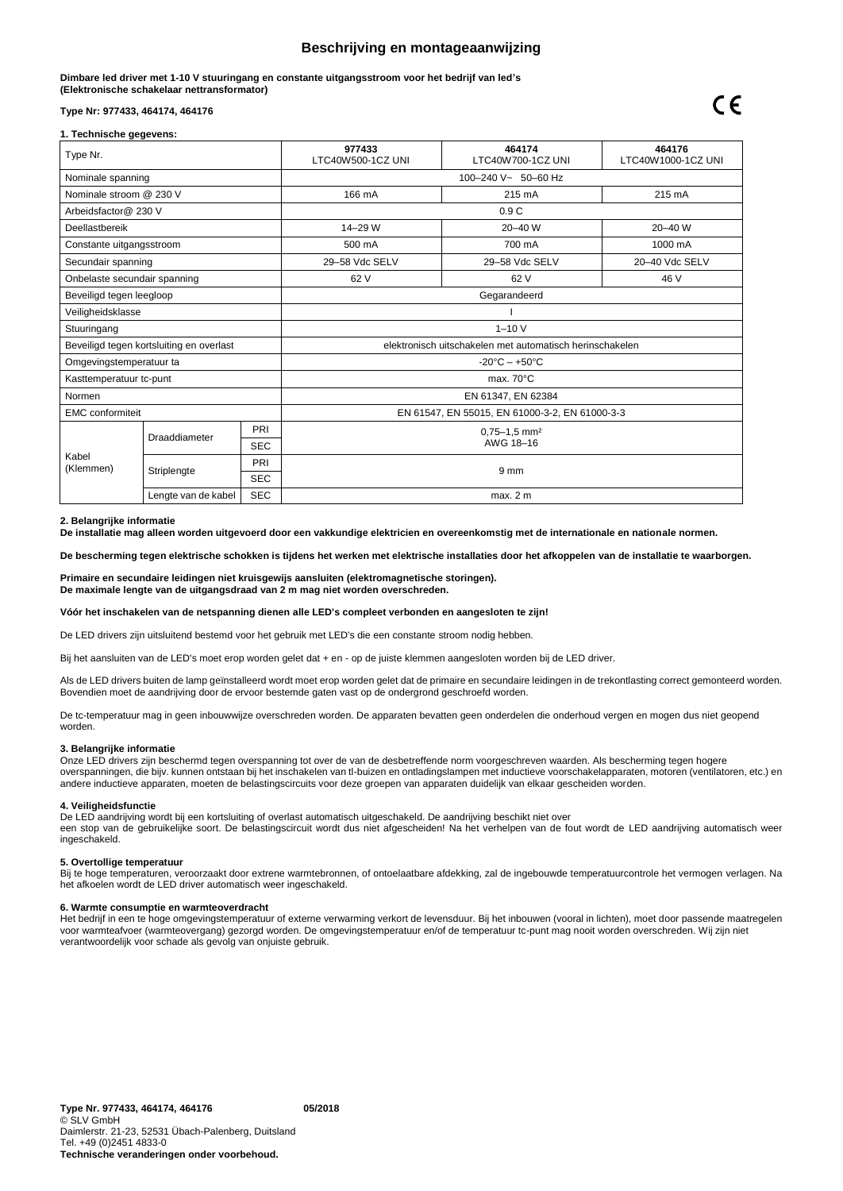# Beschrijving en montageaanwijzing

**Dimbare led driver met 1-10 V stuuringang en constante uitgangsstroom voor het bedrijf van led's**
**(Elektronische schakelaar nettransformator)**

**Type Nr: 977433, 464174, 464176**

CE

**1. Technische gegevens:**

| Type Nr. | | | 977433<br>LTC40W500-1CZ UNI | 464174<br>LTC40W700-1CZ UNI | 464176<br>LTC40W1000-1CZ UNI |
|---|---|---|---|---|---|
| Nominale spanning | | | 100–240 V~ 50–60 Hz | | |
| Nominale stroom @ 230 V | | | 166 mA | 215 mA | 215 mA |
| Arbeidsfactor@ 230 V | | | 0.9 C | | |
| Deellastbereik | | | 14–29 W | 20–40 W | 20–40 W |
| Constante uitgangsstroom | | | 500 mA | 700 mA | 1000 mA |
| Secundair spanning | | | 29–58 Vdc SELV | 29–58 Vdc SELV | 20–40 Vdc SELV |
| Onbelaste secundair spanning | | | 62 V | 62 V | 46 V |
| Beveiligd tegen leegloop | | | Gegarandeerd | | |
| Veiligheidsklasse | | | I | | |
| Stuuringang | | | 1–10 V | | |
| Beveiligd tegen kortsluiting en overlast | | | elektronisch uitschakelen met automatisch herinschakelen | | |
| Omgevingstemperatuur ta | | | -20°C – +50°C | | |
| Kasttemperatuur tc-punt | | | max. 70°C | | |
| Normen | | | EN 61347, EN 62384 | | |
| EMC conformiteit | | | EN 61547, EN 55015, EN 61000-3-2, EN 61000-3-3 | | |
| Kabel (Klemmen) | Draaddiameter | PRI | 0,75–1,5 mm²<br>AWG 18–16 | | |
| | | SEC | | | |
| | Striplengte | PRI | 9 mm | | |
| | | SEC | | | |
| | Lengte van de kabel | SEC | max. 2 m | | |

**2. Belangrijke informatie**
**De installatie mag alleen worden uitgevoerd door een vakkundige elektricien en overeenkomstig met de internationale en nationale normen.**

**De bescherming tegen elektrische schokken is tijdens het werken met elektrische installaties door het afkoppelen van de installatie te waarborgen.**

**Primaire en secundaire leidingen niet kruisgewijs aansluiten (elektromagnetische storingen).**
**De maximale lengte van de uitgangsdraad van 2 m mag niet worden overschreden.**

**Vóór het inschakelen van de netspanning dienen alle LED's compleet verbonden en aangesloten te zijn!**

De LED drivers zijn uitsluitend bestemd voor het gebruik met LED's die een constante stroom nodig hebben.

Bij het aansluiten van de LED's moet erop worden gelet dat + en - op de juiste klemmen aangesloten worden bij de LED driver.

Als de LED drivers buiten de lamp geïnstalleerd wordt moet erop worden gelet dat de primaire en secundaire leidingen in de trekontlasting correct gemonteerd worden. Bovendien moet de aandrijving door de ervoor bestemde gaten vast op de ondergrond geschroefd worden.

De tc-temperatuur mag in geen inbouwwijze overschreden worden. De apparaten bevatten geen onderdelen die onderhoud vergen en mogen dus niet geopend worden.

**3. Belangrijke informatie**
Onze LED drivers zijn beschermd tegen overspanning tot over de van de desbetreffende norm voorgeschreven waarden. Als bescherming tegen hogere overspanningen, die bijv. kunnen ontstaan bij het inschakelen van tl-buizen en ontladingslampen met inductieve voorschakelapparaten, motoren (ventilatoren, etc.) en andere inductieve apparaten, moeten de belastingscircuits voor deze groepen van apparaten duidelijk van elkaar gescheiden worden.

**4. Veiligheidsfunctie**
De LED aandrijving wordt bij een kortsluiting of overlast automatisch uitgeschakeld. De aandrijving beschikt niet over
een stop van de gebruikelijke soort. De belastingscircuit wordt dus niet afgescheiden! Na het verhelpen van de fout wordt de LED aandrijving automatisch weer ingeschakeld.

**5. Overtollige temperatuur**
Bij te hoge temperaturen, veroorzaakt door extrene warmtebronnen, of ontoelaatbare afdekking, zal de ingebouwde temperatuurcontrole het vermogen verlagen. Na het afkoelen wordt de LED driver automatisch weer ingeschakeld.

**6. Warmte consumptie en warmteoverdracht**
Het bedrijf in een te hoge omgevingstemperatuur of externe verwarming verkort de levensduur. Bij het inbouwen (vooral in lichten), moet door passende maatregelen voor warmteafvoer (warmteovergang) gezorgd worden. De omgevingstemperatuur en/of de temperatuur tc-punt mag nooit worden overschreden. Wij zijn niet verantwoordelijk voor schade als gevolg van onjuiste gebruik.

**Type Nr. 977433, 464174, 464176** **05/2018**
© SLV GmbH
Daimlerstr. 21-23, 52531 Übach-Palenberg, Duitsland
Tel. +49 (0)2451 4833-0
**Technische veranderingen onder voorbehoud.**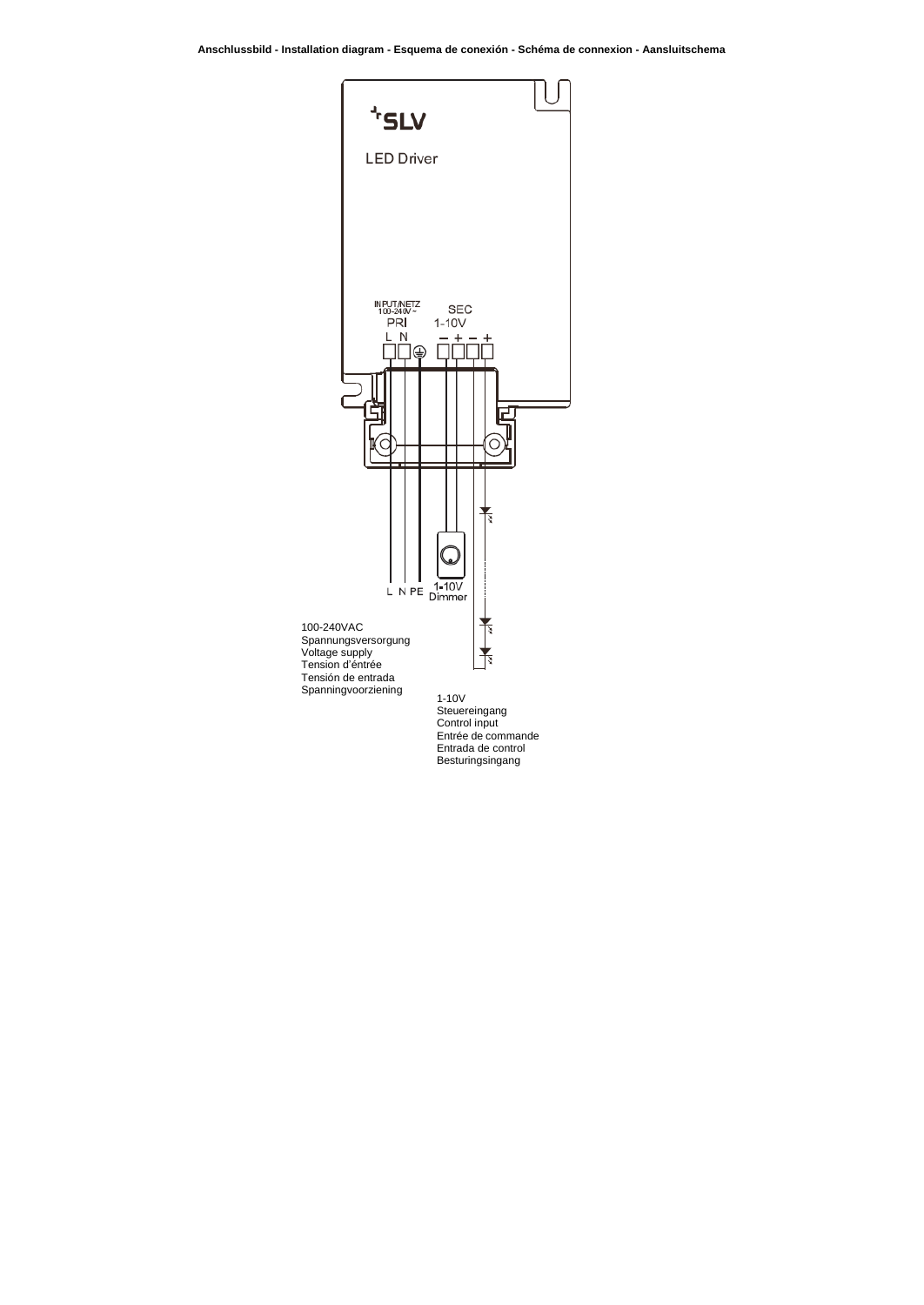**Anschlussbild - Installation diagram - Esquema de conexión - Schéma de connexion - Aansluitschema**

SLV

LED Driver

INPUT/NETZ
100-240V ~
PRI
L N

SEC
1-10V
− + − +

L N PE

1-10V
Dimmer

100-240VAC
Spannungsversorgung
Voltage supply
Tension d'éntrée
Tensión de entrada
Spanningvoorziening

1-10V
Steuereingang
Control input
Entrée de commande
Entrada de control
Besturingsingang